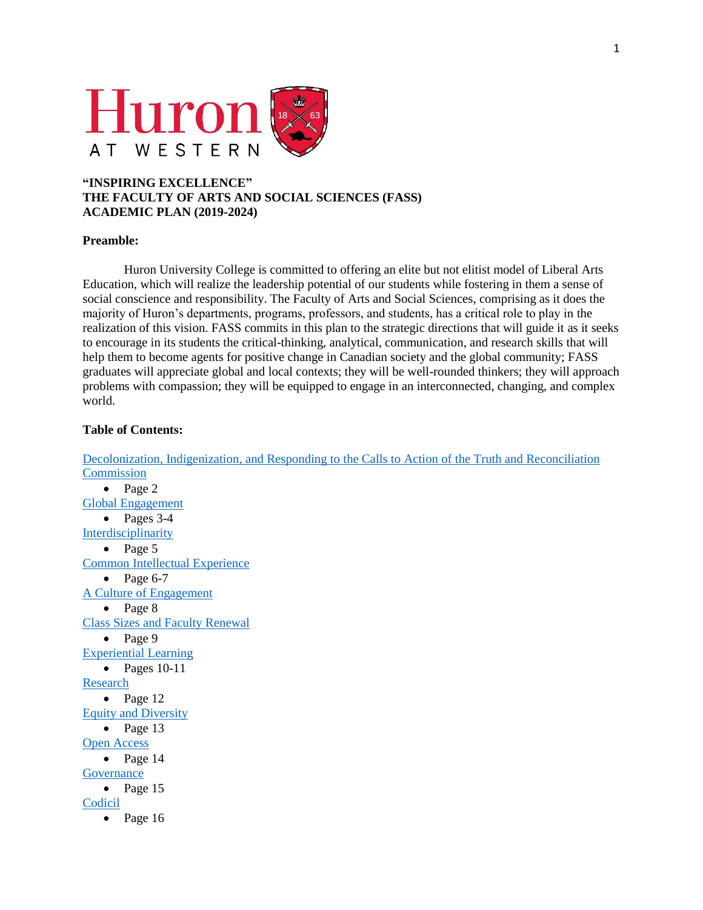Huron AT WESTERN

# "INSPIRING EXCELLENCE"
# THE FACULTY OF ARTS AND SOCIAL SCIENCES (FASS)
# ACADEMIC PLAN (2019-2024)

## Preamble:

Huron University College is committed to offering an elite but not elitist model of Liberal Arts Education, which will realize the leadership potential of our students while fostering in them a sense of social conscience and responsibility. The Faculty of Arts and Social Sciences, comprising as it does the majority of Huron's departments, programs, professors, and students, has a critical role to play in the realization of this vision. FASS commits in this plan to the strategic directions that will guide it as it seeks to encourage in its students the critical-thinking, analytical, communication, and research skills that will help them to become agents for positive change in Canadian society and the global community; FASS graduates will appreciate global and local contexts; they will be well-rounded thinkers; they will approach problems with compassion; they will be equipped to engage in an interconnected, changing, and complex world.

## Table of Contents:

Decolonization, Indigenization, and Responding to the Calls to Action of the Truth and Reconciliation Commission
- Page 2

Global Engagement
- Pages 3-4

Interdisciplinarity
- Page 5

Common Intellectual Experience
- Page 6-7

A Culture of Engagement
- Page 8

Class Sizes and Faculty Renewal
- Page 9

Experiential Learning
- Pages 10-11

Research
- Page 12

Equity and Diversity
- Page 13

Open Access
- Page 14

Governance
- Page 15

Codicil
- Page 16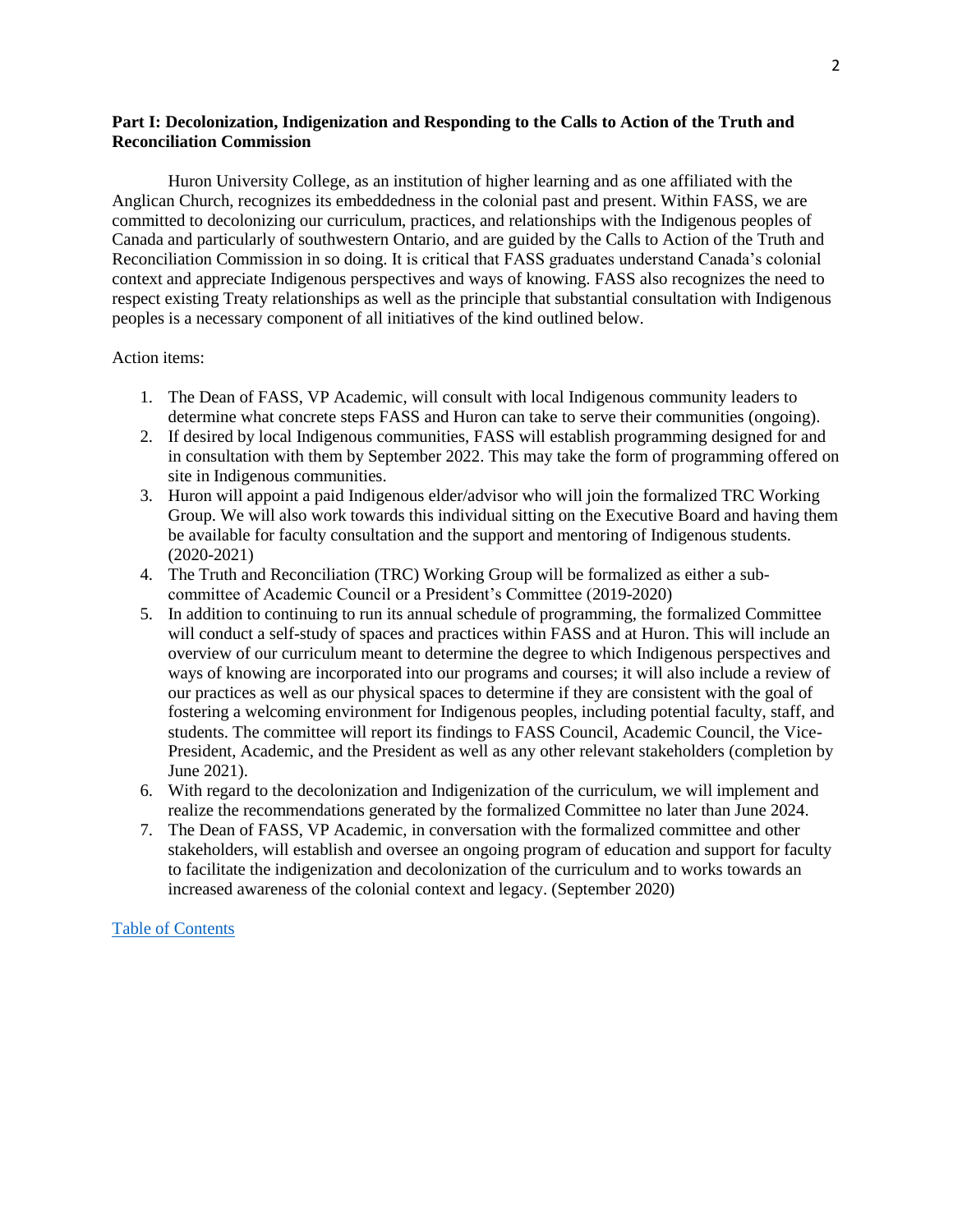**Part I: Decolonization, Indigenization and Responding to the Calls to Action of the Truth and Reconciliation Commission**

Huron University College, as an institution of higher learning and as one affiliated with the Anglican Church, recognizes its embeddedness in the colonial past and present. Within FASS, we are committed to decolonizing our curriculum, practices, and relationships with the Indigenous peoples of Canada and particularly of southwestern Ontario, and are guided by the Calls to Action of the Truth and Reconciliation Commission in so doing. It is critical that FASS graduates understand Canada's colonial context and appreciate Indigenous perspectives and ways of knowing. FASS also recognizes the need to respect existing Treaty relationships as well as the principle that substantial consultation with Indigenous peoples is a necessary component of all initiatives of the kind outlined below.

Action items:

1. The Dean of FASS, VP Academic, will consult with local Indigenous community leaders to determine what concrete steps FASS and Huron can take to serve their communities (ongoing).
2. If desired by local Indigenous communities, FASS will establish programming designed for and in consultation with them by September 2022. This may take the form of programming offered on site in Indigenous communities.
3. Huron will appoint a paid Indigenous elder/advisor who will join the formalized TRC Working Group. We will also work towards this individual sitting on the Executive Board and having them be available for faculty consultation and the support and mentoring of Indigenous students. (2020-2021)
4. The Truth and Reconciliation (TRC) Working Group will be formalized as either a sub-committee of Academic Council or a President's Committee (2019-2020)
5. In addition to continuing to run its annual schedule of programming, the formalized Committee will conduct a self-study of spaces and practices within FASS and at Huron. This will include an overview of our curriculum meant to determine the degree to which Indigenous perspectives and ways of knowing are incorporated into our programs and courses; it will also include a review of our practices as well as our physical spaces to determine if they are consistent with the goal of fostering a welcoming environment for Indigenous peoples, including potential faculty, staff, and students. The committee will report its findings to FASS Council, Academic Council, the Vice-President, Academic, and the President as well as any other relevant stakeholders (completion by June 2021).
6. With regard to the decolonization and Indigenization of the curriculum, we will implement and realize the recommendations generated by the formalized Committee no later than June 2024.
7. The Dean of FASS, VP Academic, in conversation with the formalized committee and other stakeholders, will establish and oversee an ongoing program of education and support for faculty to facilitate the indigenization and decolonization of the curriculum and to works towards an increased awareness of the colonial context and legacy. (September 2020)

[Table of Contents]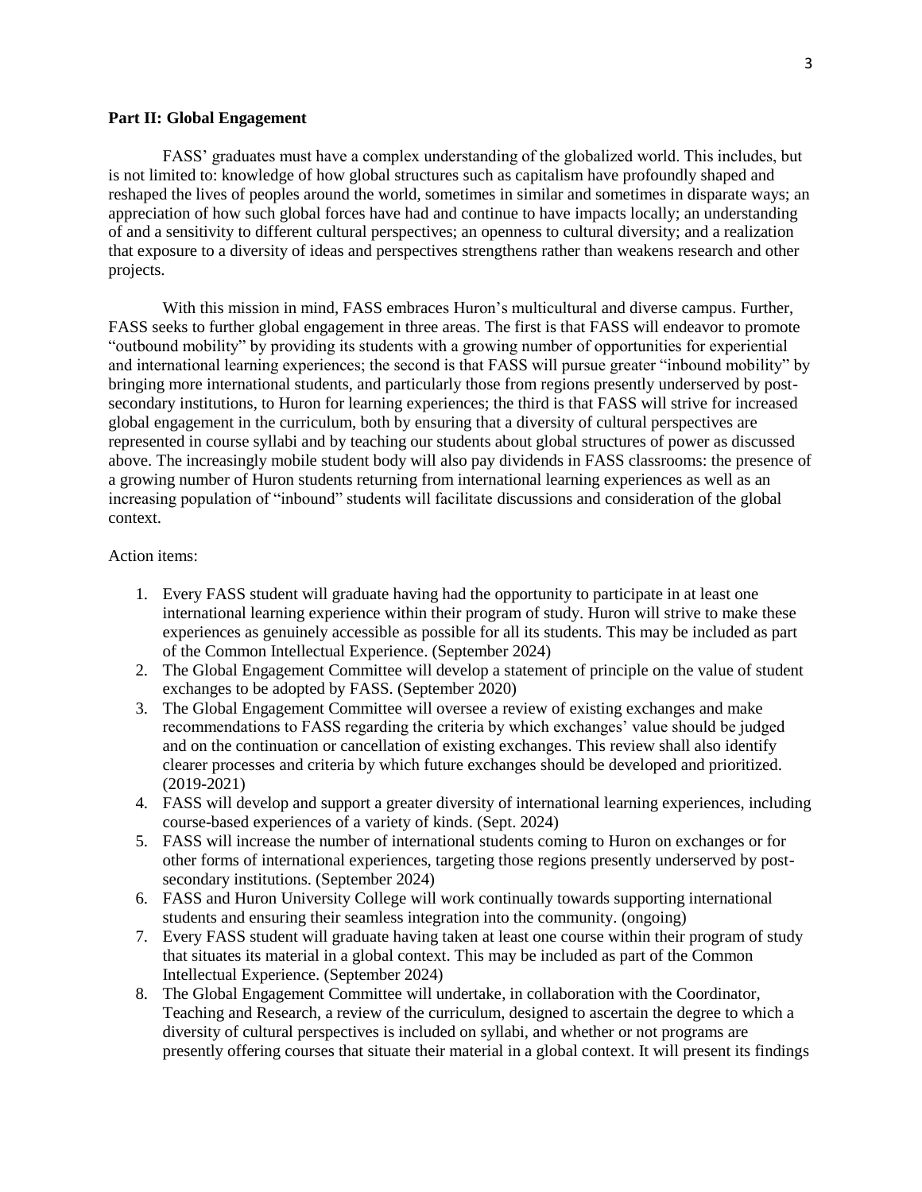## Part II: Global Engagement

FASS' graduates must have a complex understanding of the globalized world. This includes, but is not limited to: knowledge of how global structures such as capitalism have profoundly shaped and reshaped the lives of peoples around the world, sometimes in similar and sometimes in disparate ways; an appreciation of how such global forces have had and continue to have impacts locally; an understanding of and a sensitivity to different cultural perspectives; an openness to cultural diversity; and a realization that exposure to a diversity of ideas and perspectives strengthens rather than weakens research and other projects.

With this mission in mind, FASS embraces Huron's multicultural and diverse campus. Further, FASS seeks to further global engagement in three areas. The first is that FASS will endeavor to promote "outbound mobility" by providing its students with a growing number of opportunities for experiential and international learning experiences; the second is that FASS will pursue greater "inbound mobility" by bringing more international students, and particularly those from regions presently underserved by post-secondary institutions, to Huron for learning experiences; the third is that FASS will strive for increased global engagement in the curriculum, both by ensuring that a diversity of cultural perspectives are represented in course syllabi and by teaching our students about global structures of power as discussed above. The increasingly mobile student body will also pay dividends in FASS classrooms: the presence of a growing number of Huron students returning from international learning experiences as well as an increasing population of "inbound" students will facilitate discussions and consideration of the global context.

Action items:

1. Every FASS student will graduate having had the opportunity to participate in at least one international learning experience within their program of study. Huron will strive to make these experiences as genuinely accessible as possible for all its students. This may be included as part of the Common Intellectual Experience. (September 2024)
2. The Global Engagement Committee will develop a statement of principle on the value of student exchanges to be adopted by FASS. (September 2020)
3. The Global Engagement Committee will oversee a review of existing exchanges and make recommendations to FASS regarding the criteria by which exchanges' value should be judged and on the continuation or cancellation of existing exchanges. This review shall also identify clearer processes and criteria by which future exchanges should be developed and prioritized. (2019-2021)
4. FASS will develop and support a greater diversity of international learning experiences, including course-based experiences of a variety of kinds. (Sept. 2024)
5. FASS will increase the number of international students coming to Huron on exchanges or for other forms of international experiences, targeting those regions presently underserved by post-secondary institutions. (September 2024)
6. FASS and Huron University College will work continually towards supporting international students and ensuring their seamless integration into the community. (ongoing)
7. Every FASS student will graduate having taken at least one course within their program of study that situates its material in a global context. This may be included as part of the Common Intellectual Experience. (September 2024)
8. The Global Engagement Committee will undertake, in collaboration with the Coordinator, Teaching and Research, a review of the curriculum, designed to ascertain the degree to which a diversity of cultural perspectives is included on syllabi, and whether or not programs are presently offering courses that situate their material in a global context. It will present its findings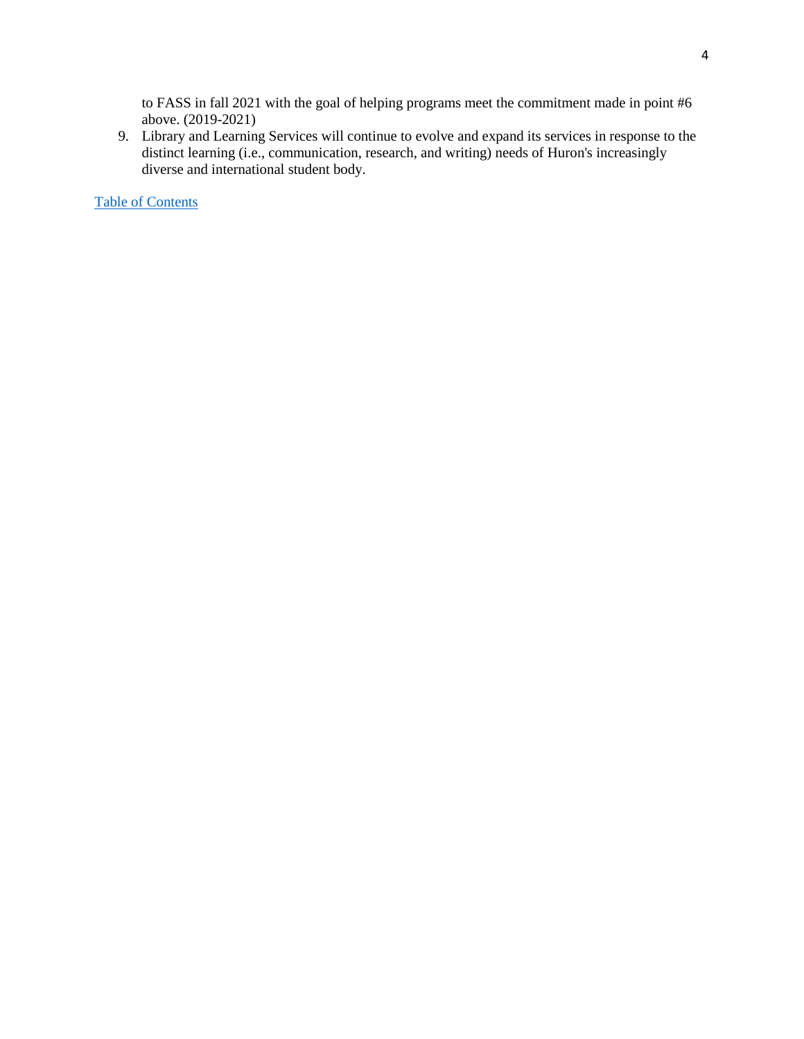to FASS in fall 2021 with the goal of helping programs meet the commitment made in point #6 above. (2019-2021)

9. Library and Learning Services will continue to evolve and expand its services in response to the distinct learning (i.e., communication, research, and writing) needs of Huron's increasingly diverse and international student body.

Table of Contents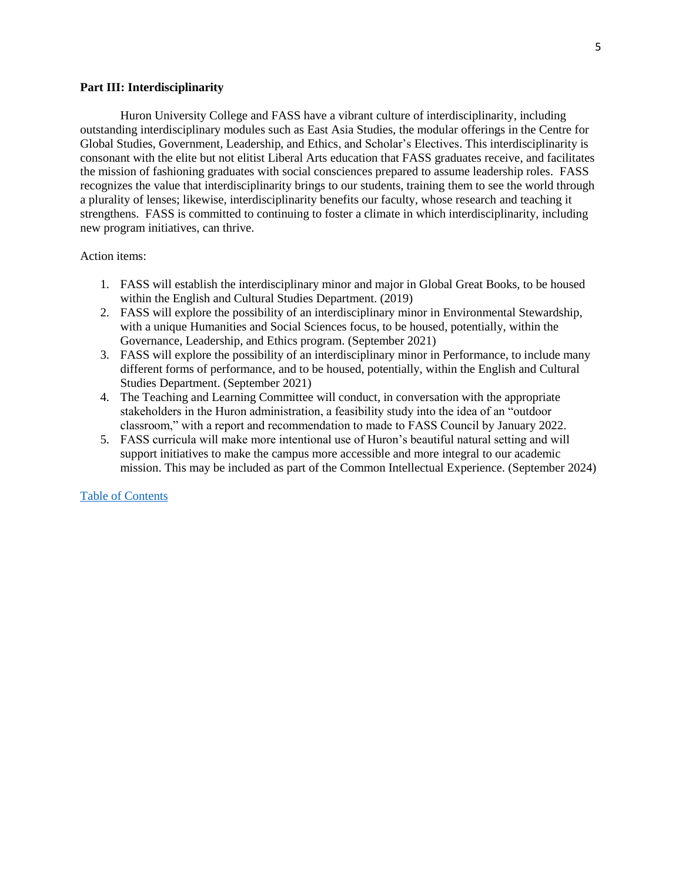**Part III: Interdisciplinarity**

Huron University College and FASS have a vibrant culture of interdisciplinarity, including outstanding interdisciplinary modules such as East Asia Studies, the modular offerings in the Centre for Global Studies, Government, Leadership, and Ethics, and Scholar's Electives. This interdisciplinarity is consonant with the elite but not elitist Liberal Arts education that FASS graduates receive, and facilitates the mission of fashioning graduates with social consciences prepared to assume leadership roles. FASS recognizes the value that interdisciplinarity brings to our students, training them to see the world through a plurality of lenses; likewise, interdisciplinarity benefits our faculty, whose research and teaching it strengthens. FASS is committed to continuing to foster a climate in which interdisciplinarity, including new program initiatives, can thrive.

Action items:

1. FASS will establish the interdisciplinary minor and major in Global Great Books, to be housed within the English and Cultural Studies Department. (2019)
2. FASS will explore the possibility of an interdisciplinary minor in Environmental Stewardship, with a unique Humanities and Social Sciences focus, to be housed, potentially, within the Governance, Leadership, and Ethics program. (September 2021)
3. FASS will explore the possibility of an interdisciplinary minor in Performance, to include many different forms of performance, and to be housed, potentially, within the English and Cultural Studies Department. (September 2021)
4. The Teaching and Learning Committee will conduct, in conversation with the appropriate stakeholders in the Huron administration, a feasibility study into the idea of an "outdoor classroom," with a report and recommendation to made to FASS Council by January 2022.
5. FASS curricula will make more intentional use of Huron's beautiful natural setting and will support initiatives to make the campus more accessible and more integral to our academic mission. This may be included as part of the Common Intellectual Experience. (September 2024)

Table of Contents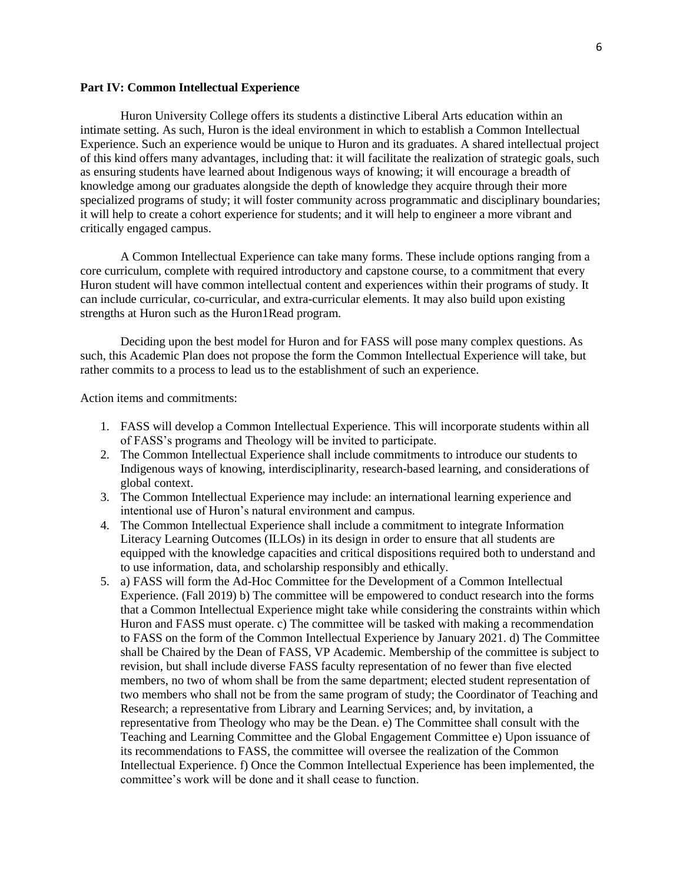**Part IV: Common Intellectual Experience**

Huron University College offers its students a distinctive Liberal Arts education within an intimate setting. As such, Huron is the ideal environment in which to establish a Common Intellectual Experience. Such an experience would be unique to Huron and its graduates. A shared intellectual project of this kind offers many advantages, including that: it will facilitate the realization of strategic goals, such as ensuring students have learned about Indigenous ways of knowing; it will encourage a breadth of knowledge among our graduates alongside the depth of knowledge they acquire through their more specialized programs of study; it will foster community across programmatic and disciplinary boundaries; it will help to create a cohort experience for students; and it will help to engineer a more vibrant and critically engaged campus.

A Common Intellectual Experience can take many forms. These include options ranging from a core curriculum, complete with required introductory and capstone course, to a commitment that every Huron student will have common intellectual content and experiences within their programs of study. It can include curricular, co-curricular, and extra-curricular elements. It may also build upon existing strengths at Huron such as the Huron1Read program.

Deciding upon the best model for Huron and for FASS will pose many complex questions. As such, this Academic Plan does not propose the form the Common Intellectual Experience will take, but rather commits to a process to lead us to the establishment of such an experience.

Action items and commitments:

1. FASS will develop a Common Intellectual Experience. This will incorporate students within all of FASS's programs and Theology will be invited to participate.
2. The Common Intellectual Experience shall include commitments to introduce our students to Indigenous ways of knowing, interdisciplinarity, research-based learning, and considerations of global context.
3. The Common Intellectual Experience may include: an international learning experience and intentional use of Huron's natural environment and campus.
4. The Common Intellectual Experience shall include a commitment to integrate Information Literacy Learning Outcomes (ILLOs) in its design in order to ensure that all students are equipped with the knowledge capacities and critical dispositions required both to understand and to use information, data, and scholarship responsibly and ethically.
5. a) FASS will form the Ad-Hoc Committee for the Development of a Common Intellectual Experience. (Fall 2019) b) The committee will be empowered to conduct research into the forms that a Common Intellectual Experience might take while considering the constraints within which Huron and FASS must operate. c) The committee will be tasked with making a recommendation to FASS on the form of the Common Intellectual Experience by January 2021. d) The Committee shall be Chaired by the Dean of FASS, VP Academic. Membership of the committee is subject to revision, but shall include diverse FASS faculty representation of no fewer than five elected members, no two of whom shall be from the same department; elected student representation of two members who shall not be from the same program of study; the Coordinator of Teaching and Research; a representative from Library and Learning Services; and, by invitation, a representative from Theology who may be the Dean. e) The Committee shall consult with the Teaching and Learning Committee and the Global Engagement Committee e) Upon issuance of its recommendations to FASS, the committee will oversee the realization of the Common Intellectual Experience. f) Once the Common Intellectual Experience has been implemented, the committee's work will be done and it shall cease to function.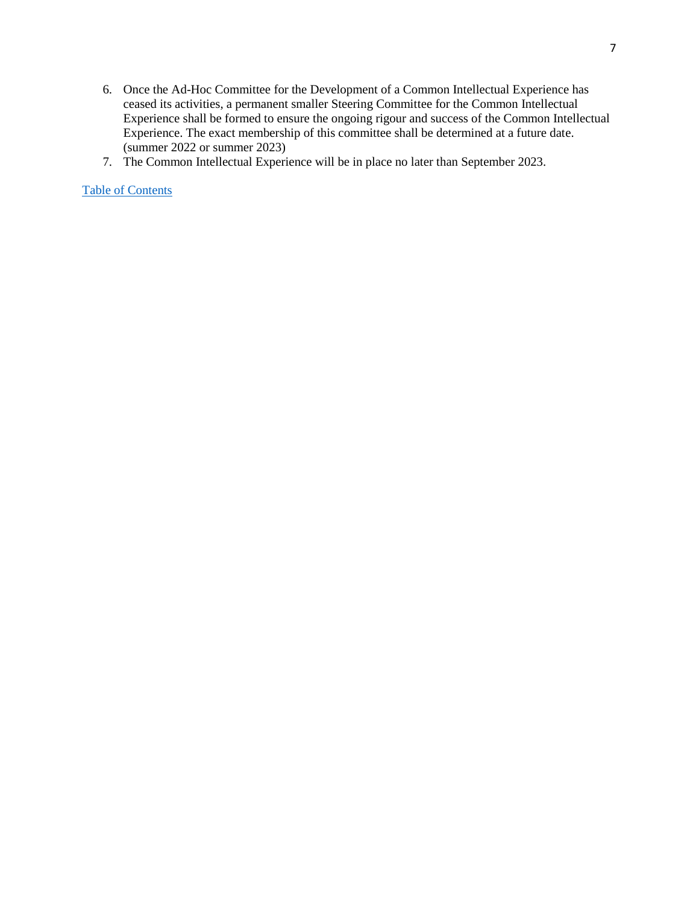6. Once the Ad-Hoc Committee for the Development of a Common Intellectual Experience has ceased its activities, a permanent smaller Steering Committee for the Common Intellectual Experience shall be formed to ensure the ongoing rigour and success of the Common Intellectual Experience. The exact membership of this committee shall be determined at a future date. (summer 2022 or summer 2023)
7. The Common Intellectual Experience will be in place no later than September 2023.

[Table of Contents](#)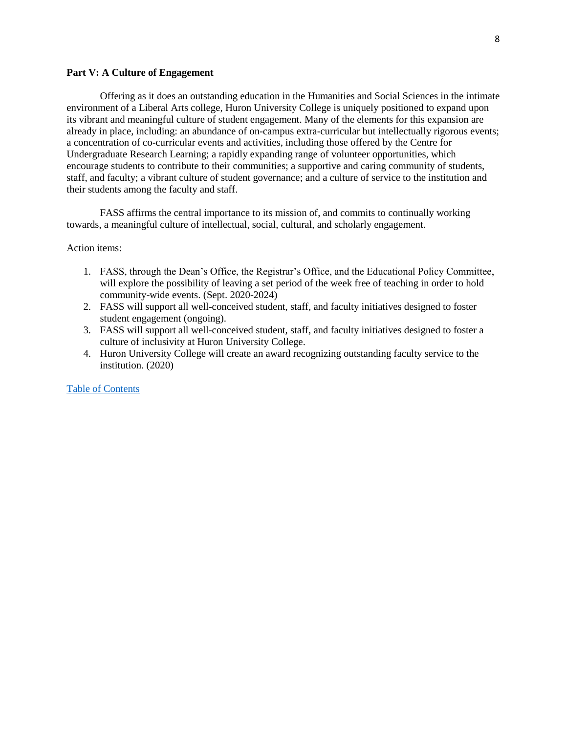**Part V: A Culture of Engagement**

Offering as it does an outstanding education in the Humanities and Social Sciences in the intimate environment of a Liberal Arts college, Huron University College is uniquely positioned to expand upon its vibrant and meaningful culture of student engagement. Many of the elements for this expansion are already in place, including: an abundance of on-campus extra-curricular but intellectually rigorous events; a concentration of co-curricular events and activities, including those offered by the Centre for Undergraduate Research Learning; a rapidly expanding range of volunteer opportunities, which encourage students to contribute to their communities; a supportive and caring community of students, staff, and faculty; a vibrant culture of student governance; and a culture of service to the institution and their students among the faculty and staff.

FASS affirms the central importance to its mission of, and commits to continually working towards, a meaningful culture of intellectual, social, cultural, and scholarly engagement.

Action items:

1. FASS, through the Dean's Office, the Registrar's Office, and the Educational Policy Committee, will explore the possibility of leaving a set period of the week free of teaching in order to hold community-wide events. (Sept. 2020-2024)
2. FASS will support all well-conceived student, staff, and faculty initiatives designed to foster student engagement (ongoing).
3. FASS will support all well-conceived student, staff, and faculty initiatives designed to foster a culture of inclusivity at Huron University College.
4. Huron University College will create an award recognizing outstanding faculty service to the institution. (2020)

Table of Contents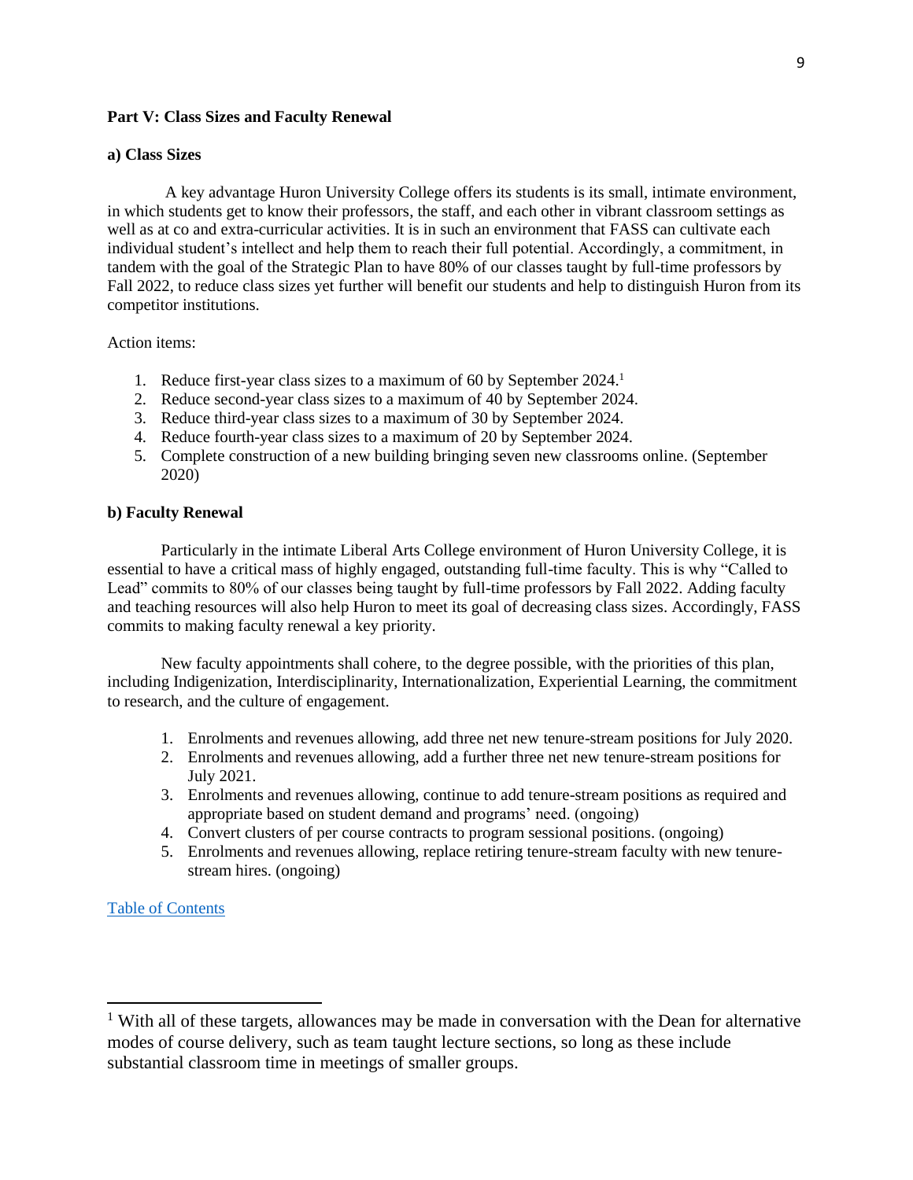## Part V: Class Sizes and Faculty Renewal

### a) Class Sizes

A key advantage Huron University College offers its students is its small, intimate environment, in which students get to know their professors, the staff, and each other in vibrant classroom settings as well as at co and extra-curricular activities. It is in such an environment that FASS can cultivate each individual student's intellect and help them to reach their full potential. Accordingly, a commitment, in tandem with the goal of the Strategic Plan to have 80% of our classes taught by full-time professors by Fall 2022, to reduce class sizes yet further will benefit our students and help to distinguish Huron from its competitor institutions.

Action items:

1. Reduce first-year class sizes to a maximum of 60 by September 2024.[1]
2. Reduce second-year class sizes to a maximum of 40 by September 2024.
3. Reduce third-year class sizes to a maximum of 30 by September 2024.
4. Reduce fourth-year class sizes to a maximum of 20 by September 2024.
5. Complete construction of a new building bringing seven new classrooms online. (September 2020)

### b) Faculty Renewal

Particularly in the intimate Liberal Arts College environment of Huron University College, it is essential to have a critical mass of highly engaged, outstanding full-time faculty. This is why "Called to Lead" commits to 80% of our classes being taught by full-time professors by Fall 2022. Adding faculty and teaching resources will also help Huron to meet its goal of decreasing class sizes. Accordingly, FASS commits to making faculty renewal a key priority.

New faculty appointments shall cohere, to the degree possible, with the priorities of this plan, including Indigenization, Interdisciplinarity, Internationalization, Experiential Learning, the commitment to research, and the culture of engagement.

1. Enrolments and revenues allowing, add three net new tenure-stream positions for July 2020.
2. Enrolments and revenues allowing, add a further three net new tenure-stream positions for July 2021.
3. Enrolments and revenues allowing, continue to add tenure-stream positions as required and appropriate based on student demand and programs' need. (ongoing)
4. Convert clusters of per course contracts to program sessional positions. (ongoing)
5. Enrolments and revenues allowing, replace retiring tenure-stream faculty with new tenure-stream hires. (ongoing)

[Table of Contents]

---

[1] With all of these targets, allowances may be made in conversation with the Dean for alternative modes of course delivery, such as team taught lecture sections, so long as these include substantial classroom time in meetings of smaller groups.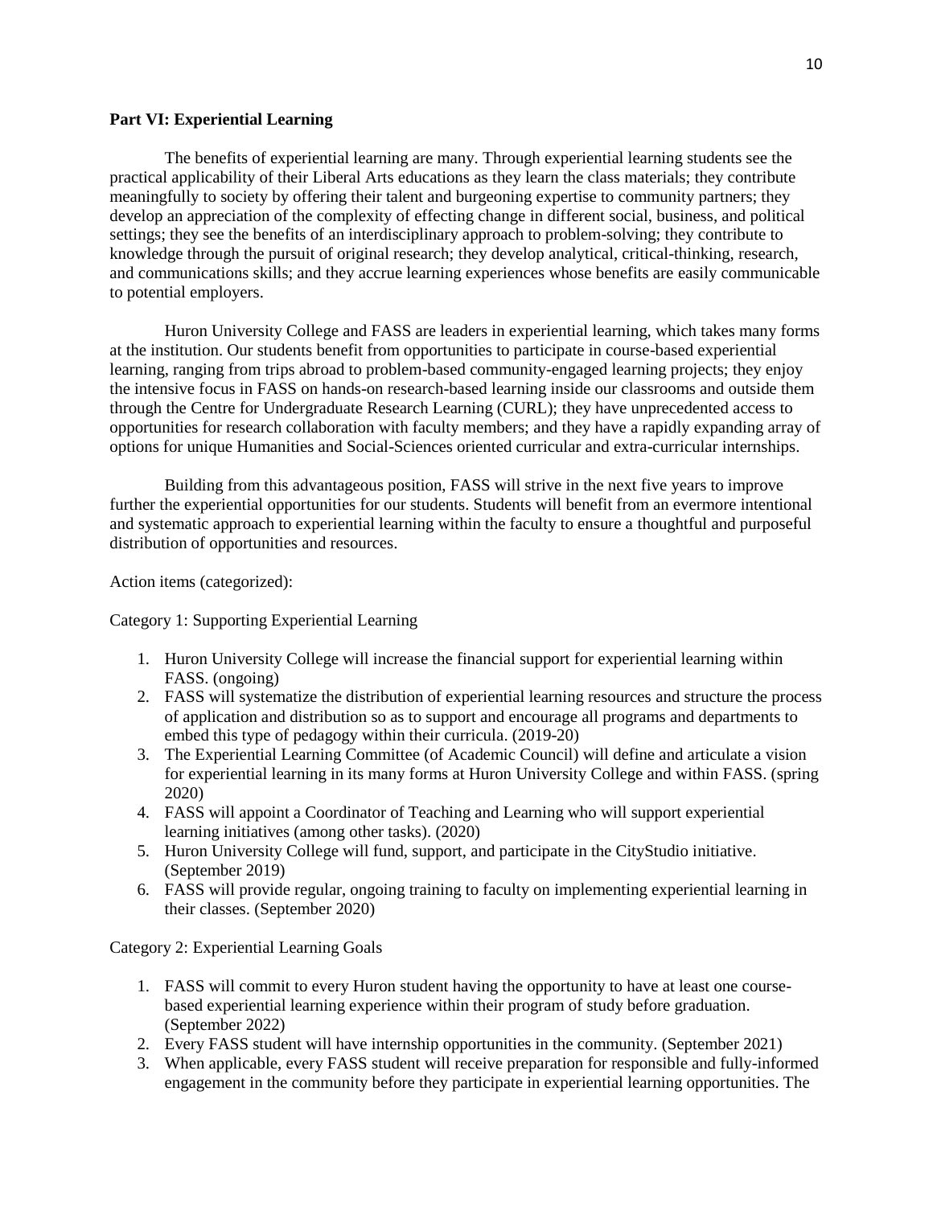**Part VI: Experiential Learning**

The benefits of experiential learning are many. Through experiential learning students see the practical applicability of their Liberal Arts educations as they learn the class materials; they contribute meaningfully to society by offering their talent and burgeoning expertise to community partners; they develop an appreciation of the complexity of effecting change in different social, business, and political settings; they see the benefits of an interdisciplinary approach to problem-solving; they contribute to knowledge through the pursuit of original research; they develop analytical, critical-thinking, research, and communications skills; and they accrue learning experiences whose benefits are easily communicable to potential employers.

Huron University College and FASS are leaders in experiential learning, which takes many forms at the institution. Our students benefit from opportunities to participate in course-based experiential learning, ranging from trips abroad to problem-based community-engaged learning projects; they enjoy the intensive focus in FASS on hands-on research-based learning inside our classrooms and outside them through the Centre for Undergraduate Research Learning (CURL); they have unprecedented access to opportunities for research collaboration with faculty members; and they have a rapidly expanding array of options for unique Humanities and Social-Sciences oriented curricular and extra-curricular internships.

Building from this advantageous position, FASS will strive in the next five years to improve further the experiential opportunities for our students. Students will benefit from an evermore intentional and systematic approach to experiential learning within the faculty to ensure a thoughtful and purposeful distribution of opportunities and resources.

Action items (categorized):

Category 1: Supporting Experiential Learning

1. Huron University College will increase the financial support for experiential learning within FASS. (ongoing)
2. FASS will systematize the distribution of experiential learning resources and structure the process of application and distribution so as to support and encourage all programs and departments to embed this type of pedagogy within their curricula. (2019-20)
3. The Experiential Learning Committee (of Academic Council) will define and articulate a vision for experiential learning in its many forms at Huron University College and within FASS. (spring 2020)
4. FASS will appoint a Coordinator of Teaching and Learning who will support experiential learning initiatives (among other tasks). (2020)
5. Huron University College will fund, support, and participate in the CityStudio initiative. (September 2019)
6. FASS will provide regular, ongoing training to faculty on implementing experiential learning in their classes. (September 2020)

Category 2: Experiential Learning Goals

1. FASS will commit to every Huron student having the opportunity to have at least one course-based experiential learning experience within their program of study before graduation. (September 2022)
2. Every FASS student will have internship opportunities in the community. (September 2021)
3. When applicable, every FASS student will receive preparation for responsible and fully-informed engagement in the community before they participate in experiential learning opportunities. The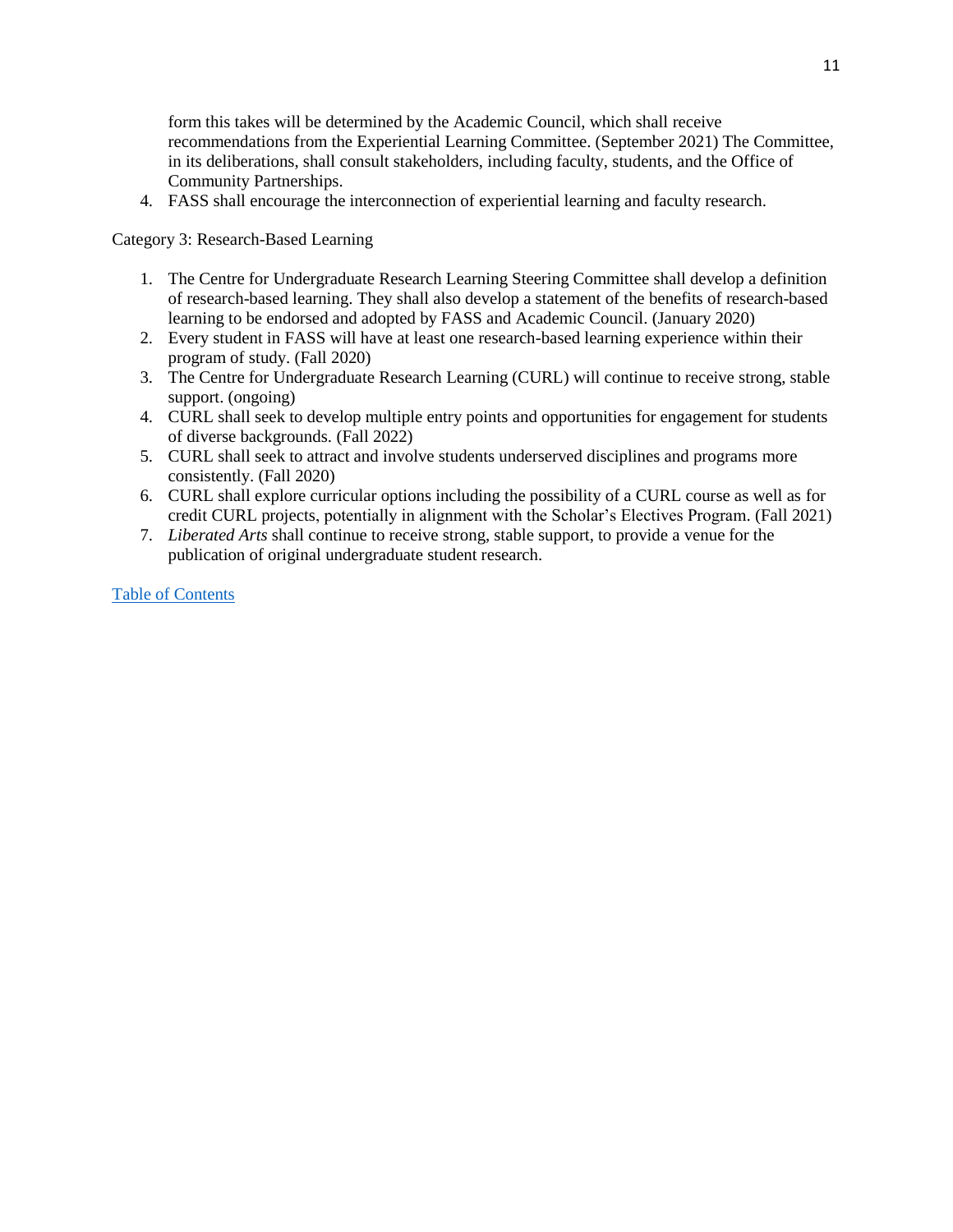form this takes will be determined by the Academic Council, which shall receive recommendations from the Experiential Learning Committee. (September 2021) The Committee, in its deliberations, shall consult stakeholders, including faculty, students, and the Office of Community Partnerships.

4. FASS shall encourage the interconnection of experiential learning and faculty research.

Category 3: Research-Based Learning

1. The Centre for Undergraduate Research Learning Steering Committee shall develop a definition of research-based learning. They shall also develop a statement of the benefits of research-based learning to be endorsed and adopted by FASS and Academic Council. (January 2020)
2. Every student in FASS will have at least one research-based learning experience within their program of study. (Fall 2020)
3. The Centre for Undergraduate Research Learning (CURL) will continue to receive strong, stable support. (ongoing)
4. CURL shall seek to develop multiple entry points and opportunities for engagement for students of diverse backgrounds. (Fall 2022)
5. CURL shall seek to attract and involve students underserved disciplines and programs more consistently. (Fall 2020)
6. CURL shall explore curricular options including the possibility of a CURL course as well as for credit CURL projects, potentially in alignment with the Scholar's Electives Program. (Fall 2021)
7. *Liberated Arts* shall continue to receive strong, stable support, to provide a venue for the publication of original undergraduate student research.

[Table of Contents]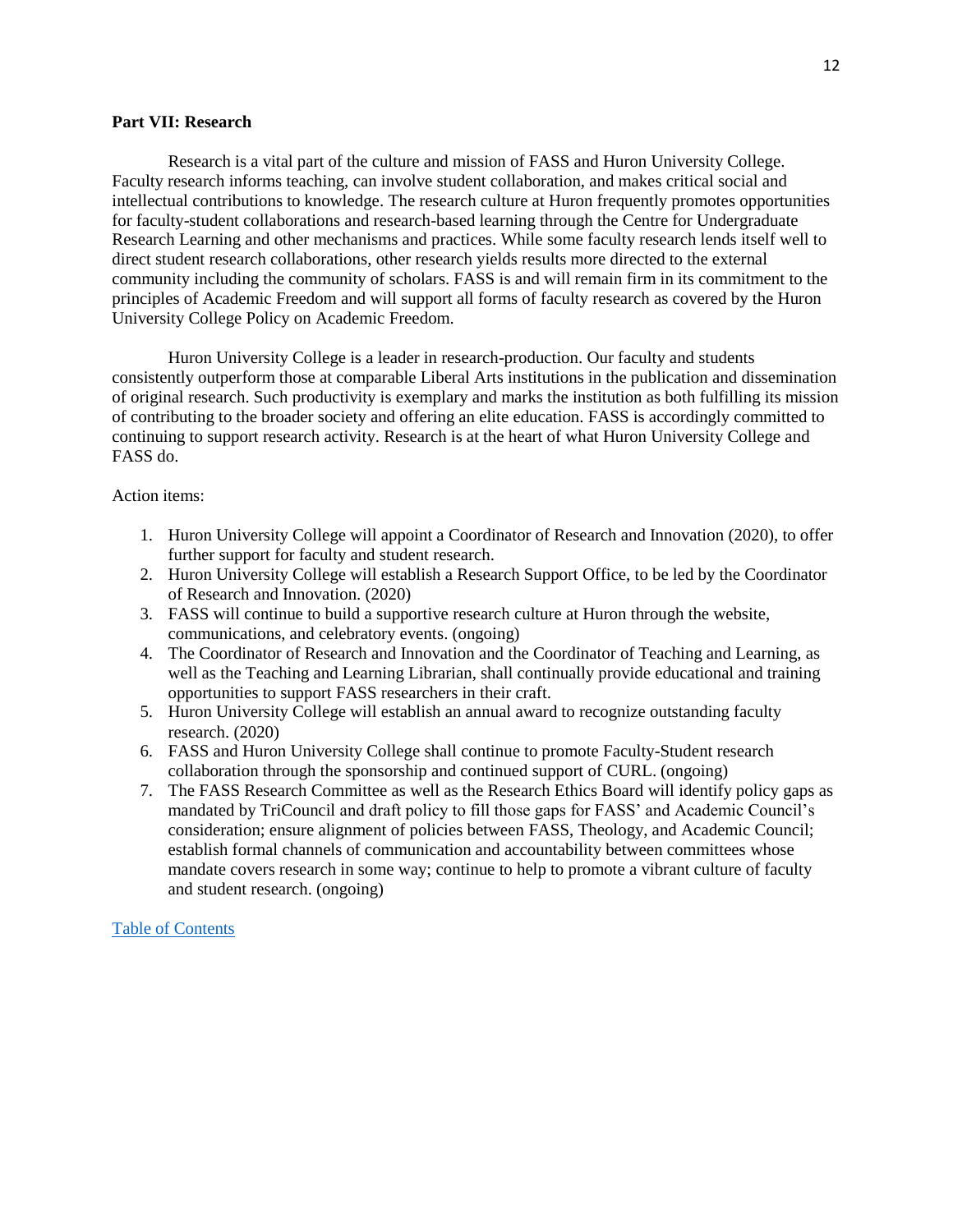**Part VII: Research**

Research is a vital part of the culture and mission of FASS and Huron University College. Faculty research informs teaching, can involve student collaboration, and makes critical social and intellectual contributions to knowledge. The research culture at Huron frequently promotes opportunities for faculty-student collaborations and research-based learning through the Centre for Undergraduate Research Learning and other mechanisms and practices. While some faculty research lends itself well to direct student research collaborations, other research yields results more directed to the external community including the community of scholars. FASS is and will remain firm in its commitment to the principles of Academic Freedom and will support all forms of faculty research as covered by the Huron University College Policy on Academic Freedom.

Huron University College is a leader in research-production. Our faculty and students consistently outperform those at comparable Liberal Arts institutions in the publication and dissemination of original research. Such productivity is exemplary and marks the institution as both fulfilling its mission of contributing to the broader society and offering an elite education. FASS is accordingly committed to continuing to support research activity. Research is at the heart of what Huron University College and FASS do.

Action items:

1. Huron University College will appoint a Coordinator of Research and Innovation (2020), to offer further support for faculty and student research.
2. Huron University College will establish a Research Support Office, to be led by the Coordinator of Research and Innovation. (2020)
3. FASS will continue to build a supportive research culture at Huron through the website, communications, and celebratory events. (ongoing)
4. The Coordinator of Research and Innovation and the Coordinator of Teaching and Learning, as well as the Teaching and Learning Librarian, shall continually provide educational and training opportunities to support FASS researchers in their craft.
5. Huron University College will establish an annual award to recognize outstanding faculty research. (2020)
6. FASS and Huron University College shall continue to promote Faculty-Student research collaboration through the sponsorship and continued support of CURL. (ongoing)
7. The FASS Research Committee as well as the Research Ethics Board will identify policy gaps as mandated by TriCouncil and draft policy to fill those gaps for FASS' and Academic Council's consideration; ensure alignment of policies between FASS, Theology, and Academic Council; establish formal channels of communication and accountability between committees whose mandate covers research in some way; continue to help to promote a vibrant culture of faculty and student research. (ongoing)

Table of Contents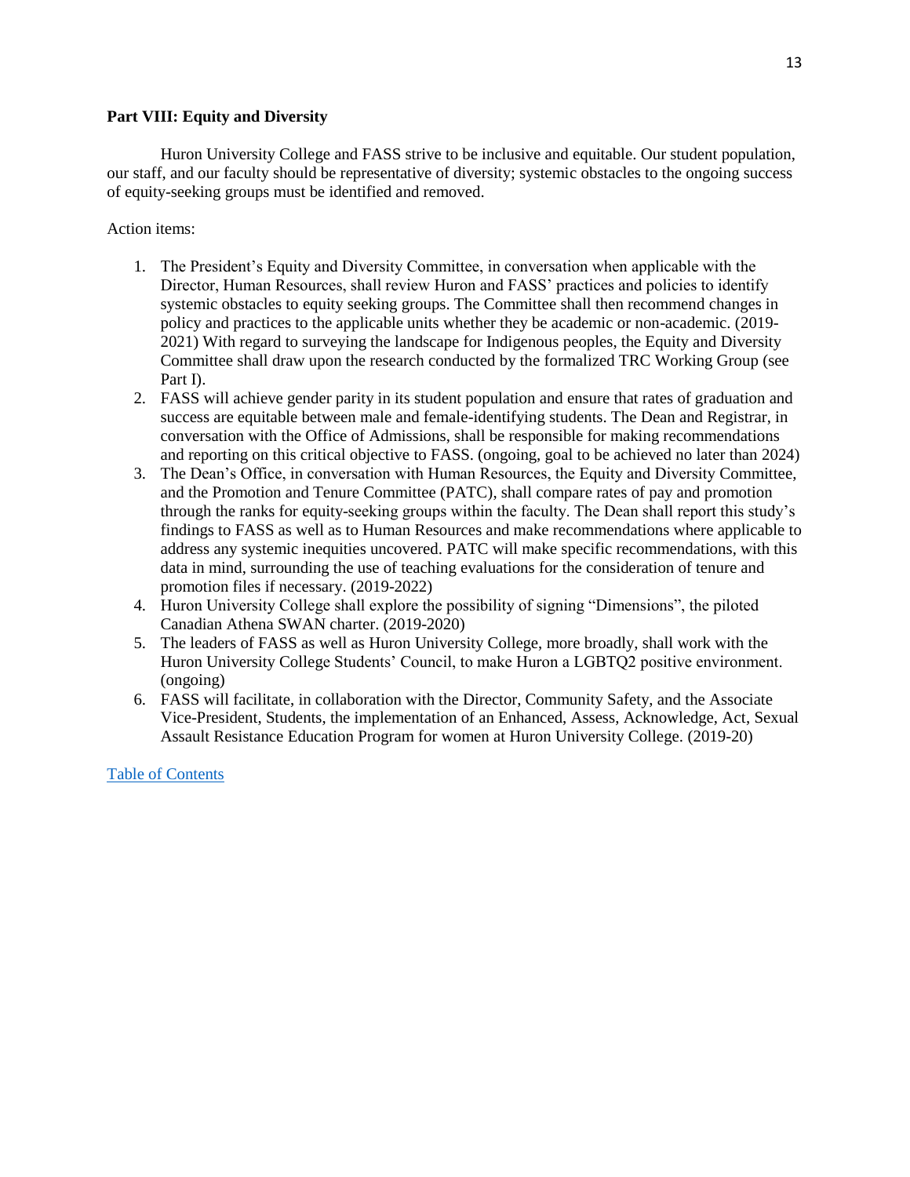**Part VIII: Equity and Diversity**

Huron University College and FASS strive to be inclusive and equitable. Our student population, our staff, and our faculty should be representative of diversity; systemic obstacles to the ongoing success of equity-seeking groups must be identified and removed.

Action items:

1. The President's Equity and Diversity Committee, in conversation when applicable with the Director, Human Resources, shall review Huron and FASS' practices and policies to identify systemic obstacles to equity seeking groups. The Committee shall then recommend changes in policy and practices to the applicable units whether they be academic or non-academic. (2019-2021) With regard to surveying the landscape for Indigenous peoples, the Equity and Diversity Committee shall draw upon the research conducted by the formalized TRC Working Group (see Part I).
2. FASS will achieve gender parity in its student population and ensure that rates of graduation and success are equitable between male and female-identifying students. The Dean and Registrar, in conversation with the Office of Admissions, shall be responsible for making recommendations and reporting on this critical objective to FASS. (ongoing, goal to be achieved no later than 2024)
3. The Dean's Office, in conversation with Human Resources, the Equity and Diversity Committee, and the Promotion and Tenure Committee (PATC), shall compare rates of pay and promotion through the ranks for equity-seeking groups within the faculty. The Dean shall report this study's findings to FASS as well as to Human Resources and make recommendations where applicable to address any systemic inequities uncovered. PATC will make specific recommendations, with this data in mind, surrounding the use of teaching evaluations for the consideration of tenure and promotion files if necessary. (2019-2022)
4. Huron University College shall explore the possibility of signing "Dimensions", the piloted Canadian Athena SWAN charter. (2019-2020)
5. The leaders of FASS as well as Huron University College, more broadly, shall work with the Huron University College Students' Council, to make Huron a LGBTQ2 positive environment. (ongoing)
6. FASS will facilitate, in collaboration with the Director, Community Safety, and the Associate Vice-President, Students, the implementation of an Enhanced, Assess, Acknowledge, Act, Sexual Assault Resistance Education Program for women at Huron University College. (2019-20)

Table of Contents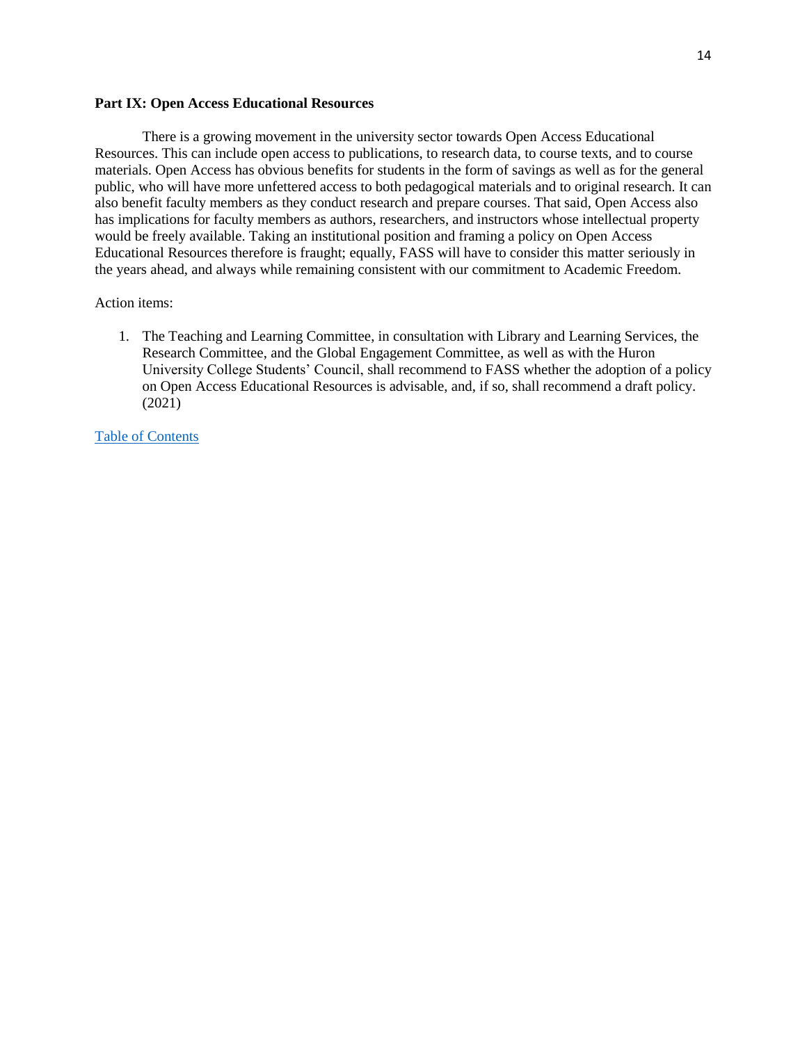**Part IX: Open Access Educational Resources**

There is a growing movement in the university sector towards Open Access Educational Resources. This can include open access to publications, to research data, to course texts, and to course materials. Open Access has obvious benefits for students in the form of savings as well as for the general public, who will have more unfettered access to both pedagogical materials and to original research. It can also benefit faculty members as they conduct research and prepare courses. That said, Open Access also has implications for faculty members as authors, researchers, and instructors whose intellectual property would be freely available. Taking an institutional position and framing a policy on Open Access Educational Resources therefore is fraught; equally, FASS will have to consider this matter seriously in the years ahead, and always while remaining consistent with our commitment to Academic Freedom.

Action items:

1. The Teaching and Learning Committee, in consultation with Library and Learning Services, the Research Committee, and the Global Engagement Committee, as well as with the Huron University College Students' Council, shall recommend to FASS whether the adoption of a policy on Open Access Educational Resources is advisable, and, if so, shall recommend a draft policy. (2021)

Table of Contents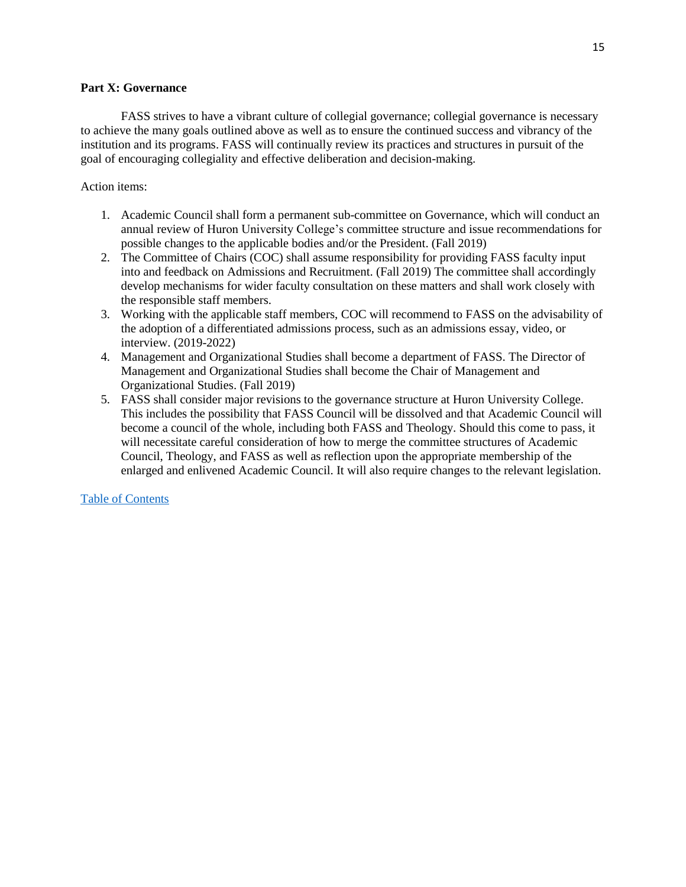**Part X: Governance**

FASS strives to have a vibrant culture of collegial governance; collegial governance is necessary to achieve the many goals outlined above as well as to ensure the continued success and vibrancy of the institution and its programs. FASS will continually review its practices and structures in pursuit of the goal of encouraging collegiality and effective deliberation and decision-making.

Action items:

1. Academic Council shall form a permanent sub-committee on Governance, which will conduct an annual review of Huron University College's committee structure and issue recommendations for possible changes to the applicable bodies and/or the President. (Fall 2019)
2. The Committee of Chairs (COC) shall assume responsibility for providing FASS faculty input into and feedback on Admissions and Recruitment. (Fall 2019) The committee shall accordingly develop mechanisms for wider faculty consultation on these matters and shall work closely with the responsible staff members.
3. Working with the applicable staff members, COC will recommend to FASS on the advisability of the adoption of a differentiated admissions process, such as an admissions essay, video, or interview. (2019-2022)
4. Management and Organizational Studies shall become a department of FASS. The Director of Management and Organizational Studies shall become the Chair of Management and Organizational Studies. (Fall 2019)
5. FASS shall consider major revisions to the governance structure at Huron University College. This includes the possibility that FASS Council will be dissolved and that Academic Council will become a council of the whole, including both FASS and Theology. Should this come to pass, it will necessitate careful consideration of how to merge the committee structures of Academic Council, Theology, and FASS as well as reflection upon the appropriate membership of the enlarged and enlivened Academic Council. It will also require changes to the relevant legislation.

Table of Contents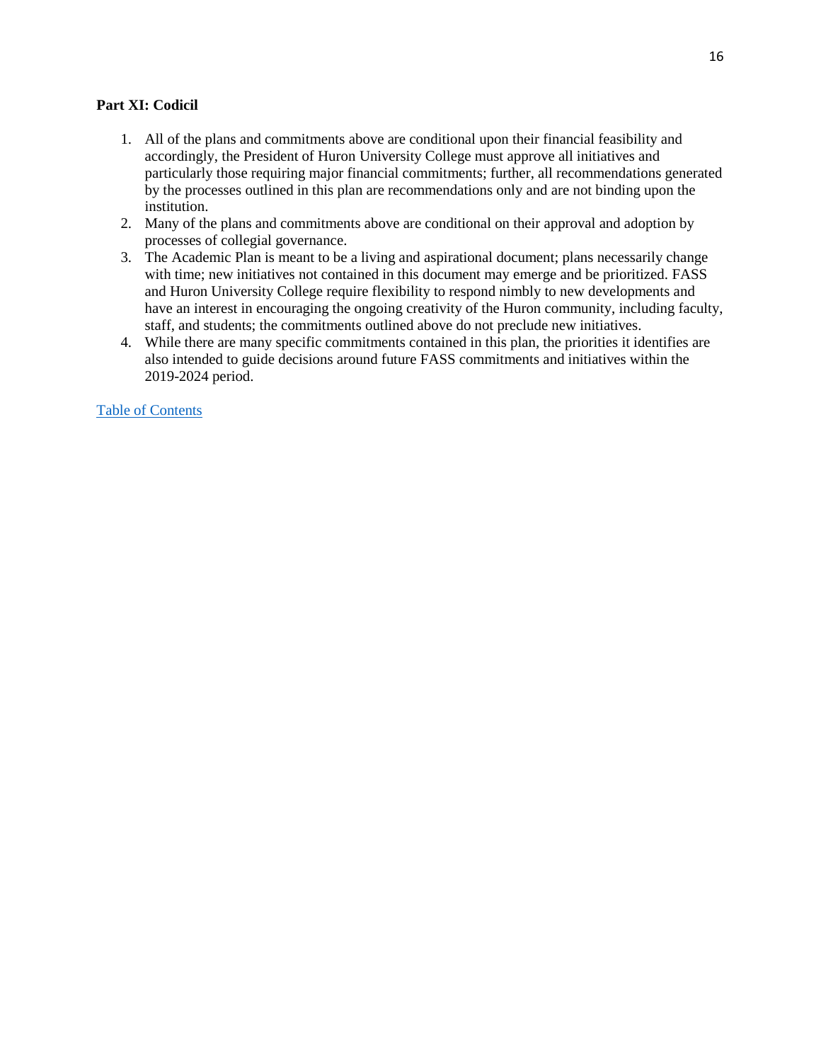**Part XI: Codicil**

1. All of the plans and commitments above are conditional upon their financial feasibility and accordingly, the President of Huron University College must approve all initiatives and particularly those requiring major financial commitments; further, all recommendations generated by the processes outlined in this plan are recommendations only and are not binding upon the institution.
2. Many of the plans and commitments above are conditional on their approval and adoption by processes of collegial governance.
3. The Academic Plan is meant to be a living and aspirational document; plans necessarily change with time; new initiatives not contained in this document may emerge and be prioritized. FASS and Huron University College require flexibility to respond nimbly to new developments and have an interest in encouraging the ongoing creativity of the Huron community, including faculty, staff, and students; the commitments outlined above do not preclude new initiatives.
4. While there are many specific commitments contained in this plan, the priorities it identifies are also intended to guide decisions around future FASS commitments and initiatives within the 2019-2024 period.

Table of Contents